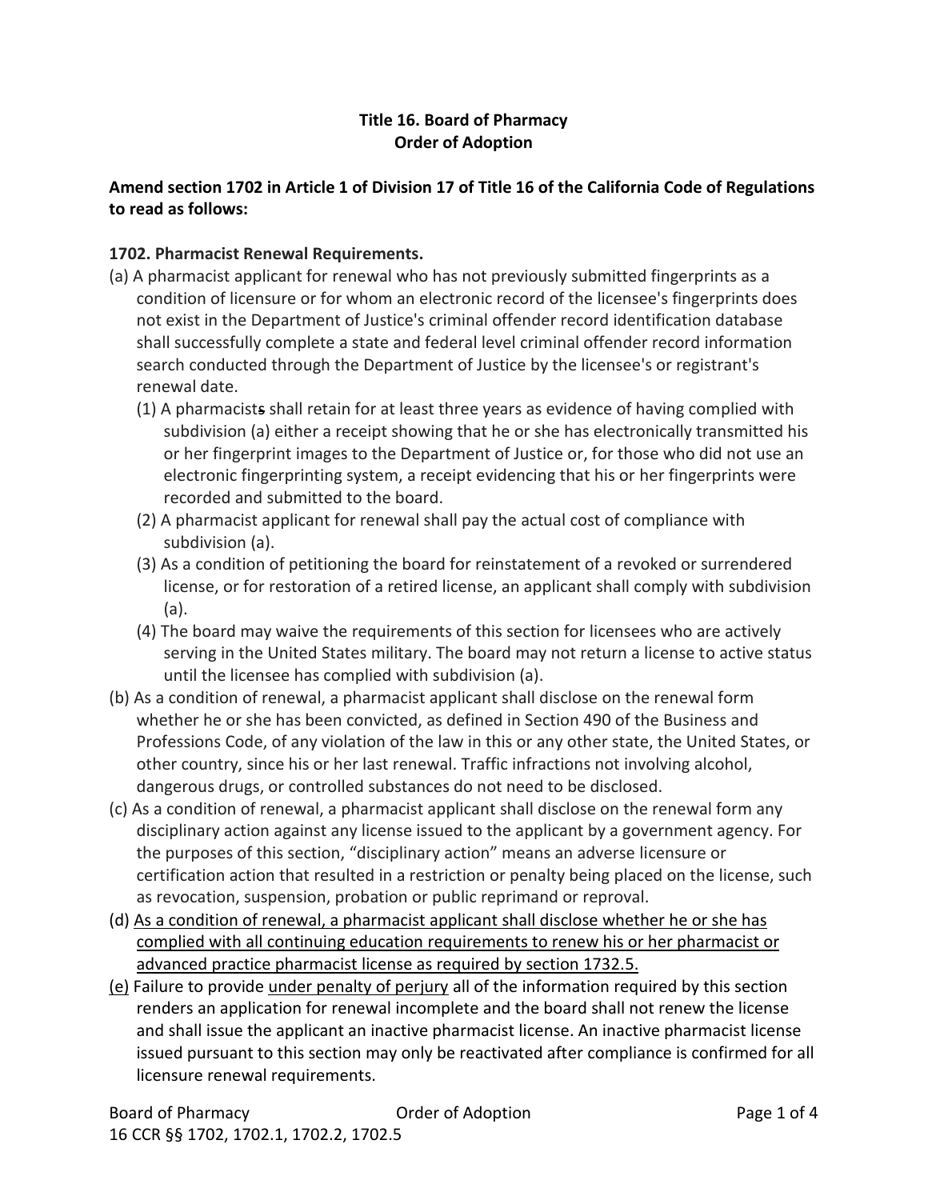**Title 16. Board of Pharmacy**
**Order of Adoption**

**Amend section 1702 in Article 1 of Division 17 of Title 16 of the California Code of Regulations to read as follows:**

**1702. Pharmacist Renewal Requirements.**

(a) A pharmacist applicant for renewal who has not previously submitted fingerprints as a condition of licensure or for whom an electronic record of the licensee's fingerprints does not exist in the Department of Justice's criminal offender record identification database shall successfully complete a state and federal level criminal offender record information search conducted through the Department of Justice by the licensee's or registrant's renewal date.

(1) A pharmacist~~s~~ shall retain for at least three years as evidence of having complied with subdivision (a) either a receipt showing that he or she has electronically transmitted his or her fingerprint images to the Department of Justice or, for those who did not use an electronic fingerprinting system, a receipt evidencing that his or her fingerprints were recorded and submitted to the board.

(2) A pharmacist applicant for renewal shall pay the actual cost of compliance with subdivision (a).

(3) As a condition of petitioning the board for reinstatement of a revoked or surrendered license, or for restoration of a retired license, an applicant shall comply with subdivision (a).

(4) The board may waive the requirements of this section for licensees who are actively serving in the United States military. The board may not return a license to active status until the licensee has complied with subdivision (a).

(b) As a condition of renewal, a pharmacist applicant shall disclose on the renewal form whether he or she has been convicted, as defined in Section 490 of the Business and Professions Code, of any violation of the law in this or any other state, the United States, or other country, since his or her last renewal. Traffic infractions not involving alcohol, dangerous drugs, or controlled substances do not need to be disclosed.

(c) As a condition of renewal, a pharmacist applicant shall disclose on the renewal form any disciplinary action against any license issued to the applicant by a government agency. For the purposes of this section, "disciplinary action" means an adverse licensure or certification action that resulted in a restriction or penalty being placed on the license, such as revocation, suspension, probation or public reprimand or reproval.

(d) <u>As a condition of renewal, a pharmacist applicant shall disclose whether he or she has complied with all continuing education requirements to renew his or her pharmacist or advanced practice pharmacist license as required by section 1732.5.</u>

<u>(e)</u> Failure to provide <u>under penalty of perjury</u> all of the information required by this section renders an application for renewal incomplete and the board shall not renew the license and shall issue the applicant an inactive pharmacist license. An inactive pharmacist license issued pursuant to this section may only be reactivated after compliance is confirmed for all licensure renewal requirements.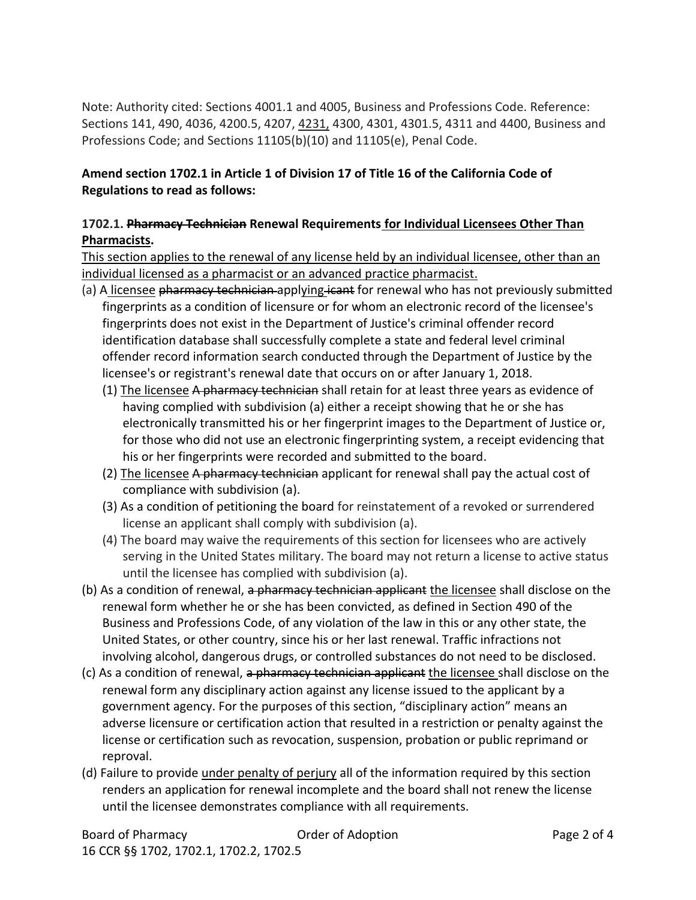Note: Authority cited: Sections 4001.1 and 4005, Business and Professions Code. Reference: Sections 141, 490, 4036, 4200.5, 4207, <u>4231,</u> 4300, 4301, 4301.5, 4311 and 4400, Business and Professions Code; and Sections 11105(b)(10) and 11105(e), Penal Code.

**Amend section 1702.1 in Article 1 of Division 17 of Title 16 of the California Code of Regulations to read as follows:**

**1702.1. ~~Pharmacy Technician~~ Renewal Requirements <u>for Individual Licensees Other Than Pharmacists</u>.**

<u>This section applies to the renewal of any license held by an individual licensee, other than an individual licensed as a pharmacist or an advanced practice pharmacist.</u>

(a) A <u>licensee</u> ~~pharmacy technician~~ appl<u>ying</u>~~icant~~ for renewal who has not previously submitted fingerprints as a condition of licensure or for whom an electronic record of the licensee's fingerprints does not exist in the Department of Justice's criminal offender record identification database shall successfully complete a state and federal level criminal offender record information search conducted through the Department of Justice by the licensee's or registrant's renewal date that occurs on or after January 1, 2018.

  (1) <u>The licensee</u> ~~A pharmacy technician~~ shall retain for at least three years as evidence of having complied with subdivision (a) either a receipt showing that he or she has electronically transmitted his or her fingerprint images to the Department of Justice or, for those who did not use an electronic fingerprinting system, a receipt evidencing that his or her fingerprints were recorded and submitted to the board.

  (2) <u>The licensee</u> ~~A pharmacy technician~~ applicant for renewal shall pay the actual cost of compliance with subdivision (a).

  (3) As a condition of petitioning the board for reinstatement of a revoked or surrendered license an applicant shall comply with subdivision (a).

  (4) The board may waive the requirements of this section for licensees who are actively serving in the United States military. The board may not return a license to active status until the licensee has complied with subdivision (a).

(b) As a condition of renewal, ~~a pharmacy technician applicant~~ <u>the licensee</u> shall disclose on the renewal form whether he or she has been convicted, as defined in Section 490 of the Business and Professions Code, of any violation of the law in this or any other state, the United States, or other country, since his or her last renewal. Traffic infractions not involving alcohol, dangerous drugs, or controlled substances do not need to be disclosed.

(c) As a condition of renewal, ~~a pharmacy technician applicant~~ <u>the licensee</u> shall disclose on the renewal form any disciplinary action against any license issued to the applicant by a government agency. For the purposes of this section, "disciplinary action" means an adverse licensure or certification action that resulted in a restriction or penalty against the license or certification such as revocation, suspension, probation or public reprimand or reproval.

(d) Failure to provide <u>under penalty of perjury</u> all of the information required by this section renders an application for renewal incomplete and the board shall not renew the license until the licensee demonstrates compliance with all requirements.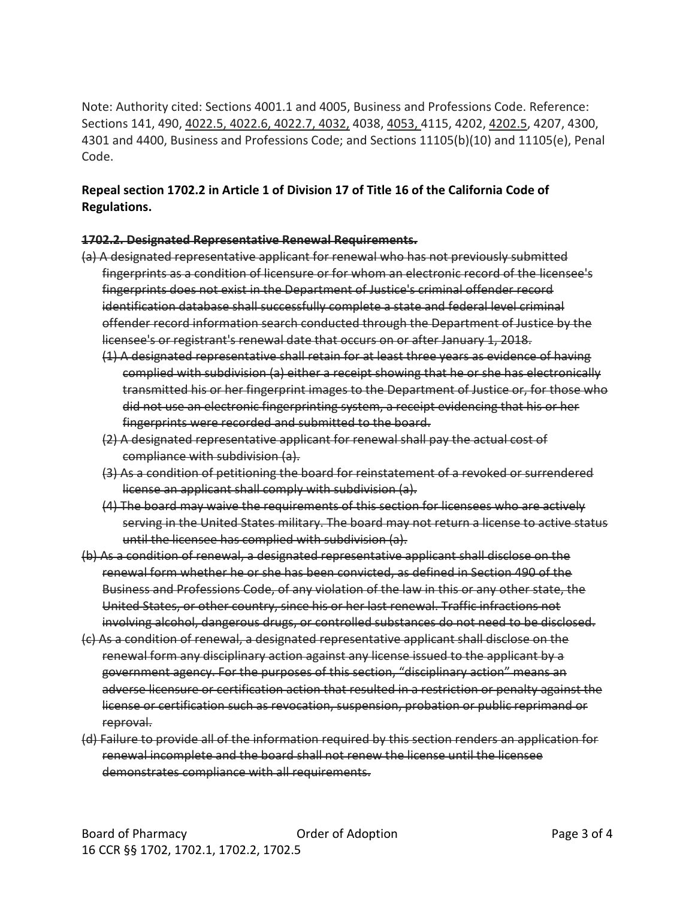Note: Authority cited: Sections 4001.1 and 4005, Business and Professions Code. Reference: Sections 141, 490, <u>4022.5, 4022.6, 4022.7, 4032,</u> 4038, <u>4053,</u> 4115, 4202, <u>4202.5</u>, 4207, 4300, 4301 and 4400, Business and Professions Code; and Sections 11105(b)(10) and 11105(e), Penal Code.

**Repeal section 1702.2 in Article 1 of Division 17 of Title 16 of the California Code of Regulations.**

**~~1702.2. Designated Representative Renewal Requirements.~~**

~~(a) A designated representative applicant for renewal who has not previously submitted fingerprints as a condition of licensure or for whom an electronic record of the licensee's fingerprints does not exist in the Department of Justice's criminal offender record identification database shall successfully complete a state and federal level criminal offender record information search conducted through the Department of Justice by the licensee's or registrant's renewal date that occurs on or after January 1, 2018.~~

- ~~(1) A designated representative shall retain for at least three years as evidence of having complied with subdivision (a) either a receipt showing that he or she has electronically transmitted his or her fingerprint images to the Department of Justice or, for those who did not use an electronic fingerprinting system, a receipt evidencing that his or her fingerprints were recorded and submitted to the board.~~
- ~~(2) A designated representative applicant for renewal shall pay the actual cost of compliance with subdivision (a).~~
- ~~(3) As a condition of petitioning the board for reinstatement of a revoked or surrendered license an applicant shall comply with subdivision (a).~~
- ~~(4) The board may waive the requirements of this section for licensees who are actively serving in the United States military. The board may not return a license to active status until the licensee has complied with subdivision (a).~~

~~(b) As a condition of renewal, a designated representative applicant shall disclose on the renewal form whether he or she has been convicted, as defined in Section 490 of the Business and Professions Code, of any violation of the law in this or any other state, the United States, or other country, since his or her last renewal. Traffic infractions not involving alcohol, dangerous drugs, or controlled substances do not need to be disclosed.~~

~~(c) As a condition of renewal, a designated representative applicant shall disclose on the renewal form any disciplinary action against any license issued to the applicant by a government agency. For the purposes of this section, "disciplinary action" means an adverse licensure or certification action that resulted in a restriction or penalty against the license or certification such as revocation, suspension, probation or public reprimand or reproval.~~

~~(d) Failure to provide all of the information required by this section renders an application for renewal incomplete and the board shall not renew the license until the licensee demonstrates compliance with all requirements.~~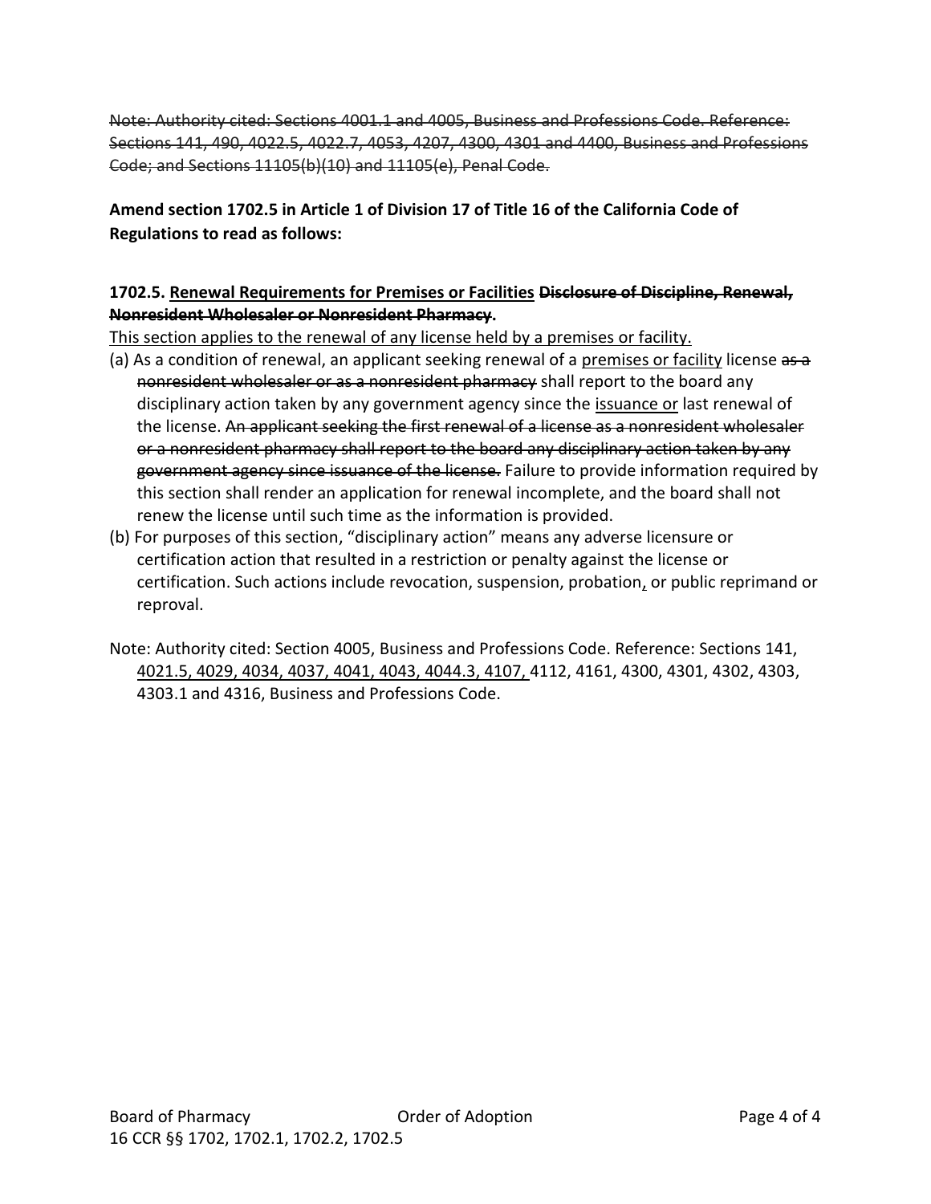~~Note: Authority cited: Sections 4001.1 and 4005, Business and Professions Code. Reference: Sections 141, 490, 4022.5, 4022.7, 4053, 4207, 4300, 4301 and 4400, Business and Professions Code; and Sections 11105(b)(10) and 11105(e), Penal Code.~~

**Amend section 1702.5 in Article 1 of Division 17 of Title 16 of the California Code of Regulations to read as follows:**

**1702.5. <u>Renewal Requirements for Premises or Facilities</u> ~~Disclosure of Discipline, Renewal, Nonresident Wholesaler or Nonresident Pharmacy~~.**

<u>This section applies to the renewal of any license held by a premises or facility.</u>

(a) As a condition of renewal, an applicant seeking renewal of a <u>premises or facility</u> license ~~as a nonresident wholesaler or as a nonresident pharmacy~~ shall report to the board any disciplinary action taken by any government agency since the <u>issuance or</u> last renewal of the license. ~~An applicant seeking the first renewal of a license as a nonresident wholesaler or a nonresident pharmacy shall report to the board any disciplinary action taken by any government agency since issuance of the license.~~ Failure to provide information required by this section shall render an application for renewal incomplete, and the board shall not renew the license until such time as the information is provided.

(b) For purposes of this section, "disciplinary action" means any adverse licensure or certification action that resulted in a restriction or penalty against the license or certification. Such actions include revocation, suspension, probation<u>,</u> or public reprimand or reproval.

Note: Authority cited: Section 4005, Business and Professions Code. Reference: Sections 141, <u>4021.5, 4029, 4034, 4037, 4041, 4043, 4044.3, 4107,</u> 4112, 4161, 4300, 4301, 4302, 4303, 4303.1 and 4316, Business and Professions Code.